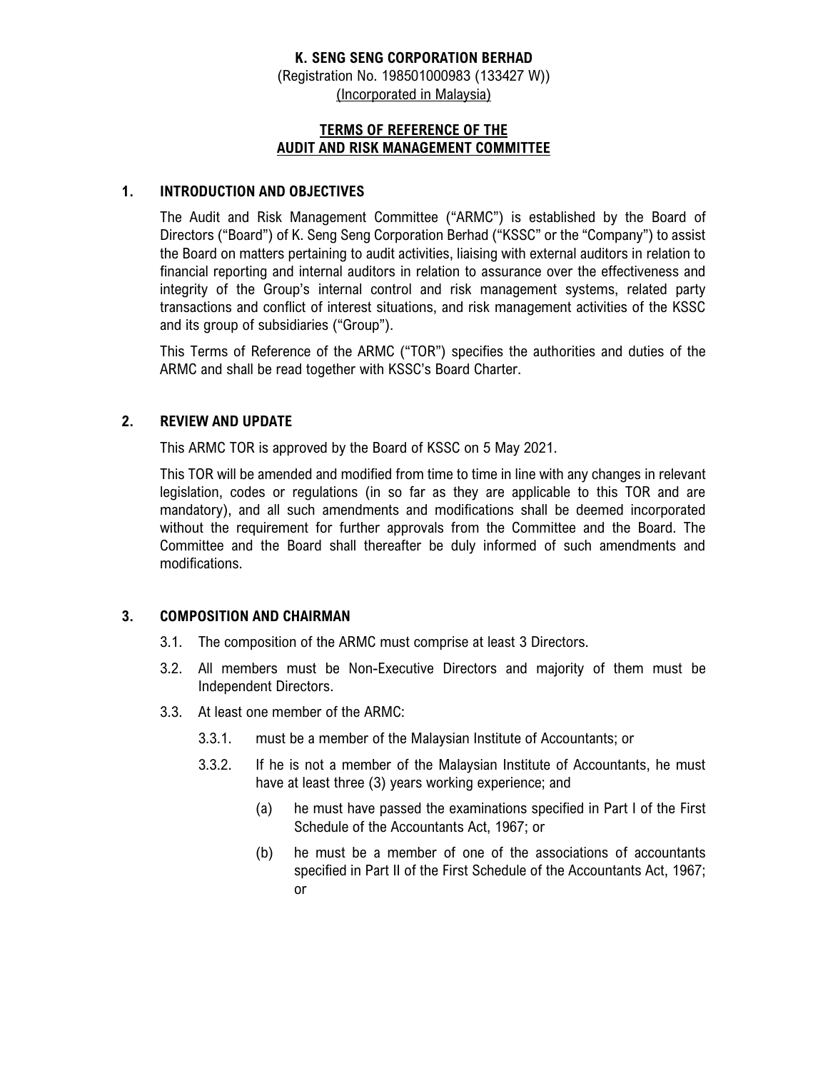**K. SENG SENG CORPORATION BERHAD**

(Registration No. 198501000983 (133427 W))

(Incorporated in Malaysia)

# TERMS OF REFERENCE OF THE AUDIT AND RISK MANAGEMENT COMMITTEE

## 1. INTRODUCTION AND OBJECTIVES

The Audit and Risk Management Committee ("ARMC") is established by the Board of Directors ("Board") of K. Seng Seng Corporation Berhad ("KSSC" or the "Company") to assist the Board on matters pertaining to audit activities, liaising with external auditors in relation to financial reporting and internal auditors in relation to assurance over the effectiveness and integrity of the Group's internal control and risk management systems, related party transactions and conflict of interest situations, and risk management activities of the KSSC and its group of subsidiaries ("Group").

This Terms of Reference of the ARMC ("TOR") specifies the authorities and duties of the ARMC and shall be read together with KSSC's Board Charter.

## 2. REVIEW AND UPDATE

This ARMC TOR is approved by the Board of KSSC on 5 May 2021.

This TOR will be amended and modified from time to time in line with any changes in relevant legislation, codes or regulations (in so far as they are applicable to this TOR and are mandatory), and all such amendments and modifications shall be deemed incorporated without the requirement for further approvals from the Committee and the Board. The Committee and the Board shall thereafter be duly informed of such amendments and modifications.

## 3. COMPOSITION AND CHAIRMAN

3.1. The composition of the ARMC must comprise at least 3 Directors.

3.2. All members must be Non-Executive Directors and majority of them must be Independent Directors.

3.3. At least one member of the ARMC:

3.3.1. must be a member of the Malaysian Institute of Accountants; or

3.3.2. If he is not a member of the Malaysian Institute of Accountants, he must have at least three (3) years working experience; and

(a) he must have passed the examinations specified in Part I of the First Schedule of the Accountants Act, 1967; or

(b) he must be a member of one of the associations of accountants specified in Part II of the First Schedule of the Accountants Act, 1967; or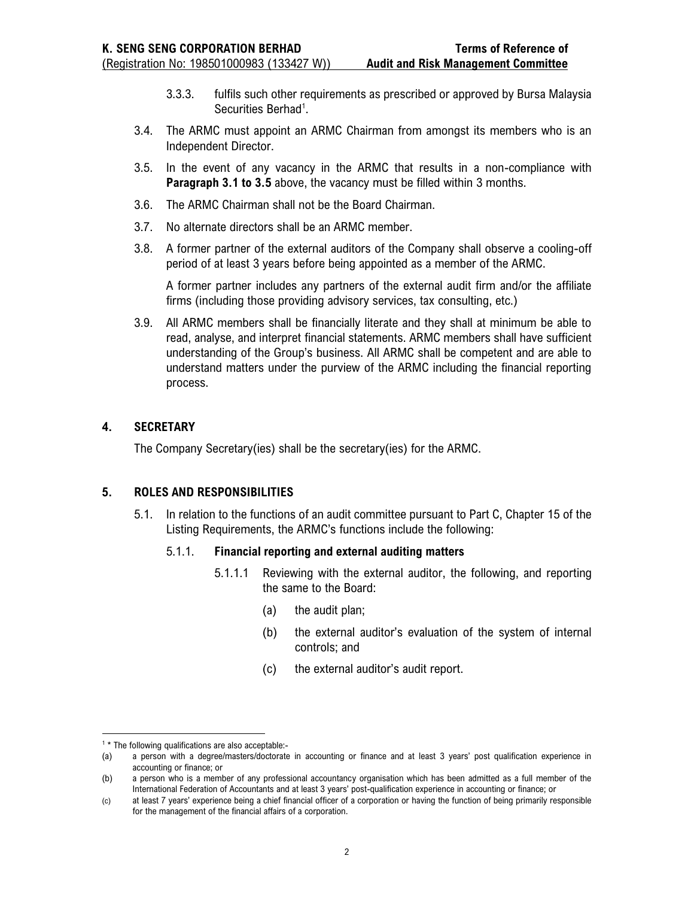3.3.3. fulfils such other requirements as prescribed or approved by Bursa Malaysia Securities Berhad[1].

3.4. The ARMC must appoint an ARMC Chairman from amongst its members who is an Independent Director.

3.5. In the event of any vacancy in the ARMC that results in a non-compliance with **Paragraph 3.1 to 3.5** above, the vacancy must be filled within 3 months.

3.6. The ARMC Chairman shall not be the Board Chairman.

3.7. No alternate directors shall be an ARMC member.

3.8. A former partner of the external auditors of the Company shall observe a cooling-off period of at least 3 years before being appointed as a member of the ARMC.

A former partner includes any partners of the external audit firm and/or the affiliate firms (including those providing advisory services, tax consulting, etc.)

3.9. All ARMC members shall be financially literate and they shall at minimum be able to read, analyse, and interpret financial statements. ARMC members shall have sufficient understanding of the Group's business. All ARMC shall be competent and are able to understand matters under the purview of the ARMC including the financial reporting process.

## 4. SECRETARY

The Company Secretary(ies) shall be the secretary(ies) for the ARMC.

## 5. ROLES AND RESPONSIBILITIES

5.1. In relation to the functions of an audit committee pursuant to Part C, Chapter 15 of the Listing Requirements, the ARMC's functions include the following:

5.1.1. **Financial reporting and external auditing matters**

5.1.1.1 Reviewing with the external auditor, the following, and reporting the same to the Board:

(a) the audit plan;

(b) the external auditor's evaluation of the system of internal controls; and

(c) the external auditor's audit report.

---

[1] * The following qualifications are also acceptable:-

(a) a person with a degree/masters/doctorate in accounting or finance and at least 3 years' post qualification experience in accounting or finance; or

(b) a person who is a member of any professional accountancy organisation which has been admitted as a full member of the International Federation of Accountants and at least 3 years' post-qualification experience in accounting or finance; or

(c) at least 7 years' experience being a chief financial officer of a corporation or having the function of being primarily responsible for the management of the financial affairs of a corporation.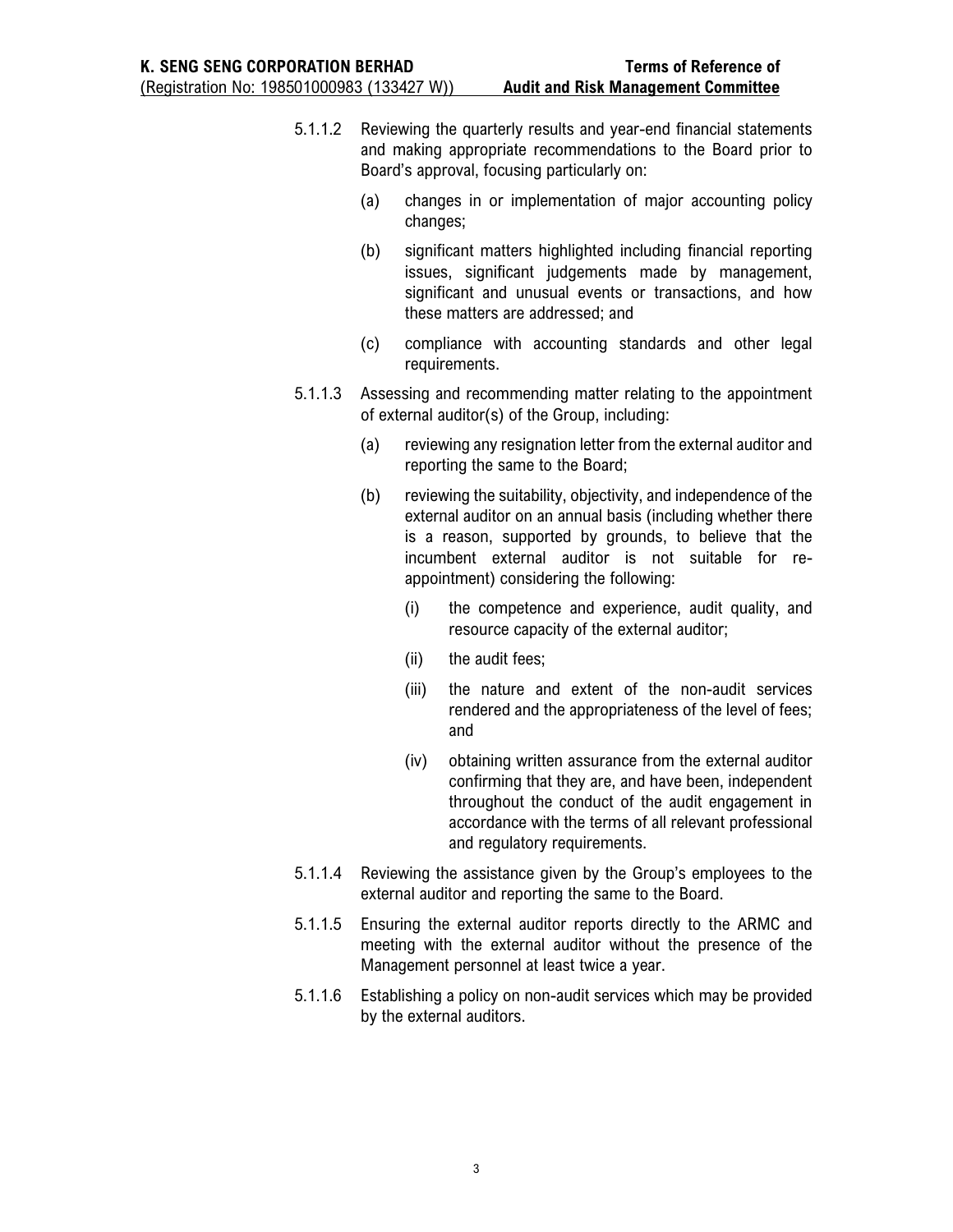5.1.1.2 Reviewing the quarterly results and year-end financial statements and making appropriate recommendations to the Board prior to Board's approval, focusing particularly on:

(a) changes in or implementation of major accounting policy changes;

(b) significant matters highlighted including financial reporting issues, significant judgements made by management, significant and unusual events or transactions, and how these matters are addressed; and

(c) compliance with accounting standards and other legal requirements.

5.1.1.3 Assessing and recommending matter relating to the appointment of external auditor(s) of the Group, including:

(a) reviewing any resignation letter from the external auditor and reporting the same to the Board;

(b) reviewing the suitability, objectivity, and independence of the external auditor on an annual basis (including whether there is a reason, supported by grounds, to believe that the incumbent external auditor is not suitable for re-appointment) considering the following:

(i) the competence and experience, audit quality, and resource capacity of the external auditor;

(ii) the audit fees;

(iii) the nature and extent of the non-audit services rendered and the appropriateness of the level of fees; and

(iv) obtaining written assurance from the external auditor confirming that they are, and have been, independent throughout the conduct of the audit engagement in accordance with the terms of all relevant professional and regulatory requirements.

5.1.1.4 Reviewing the assistance given by the Group's employees to the external auditor and reporting the same to the Board.

5.1.1.5 Ensuring the external auditor reports directly to the ARMC and meeting with the external auditor without the presence of the Management personnel at least twice a year.

5.1.1.6 Establishing a policy on non-audit services which may be provided by the external auditors.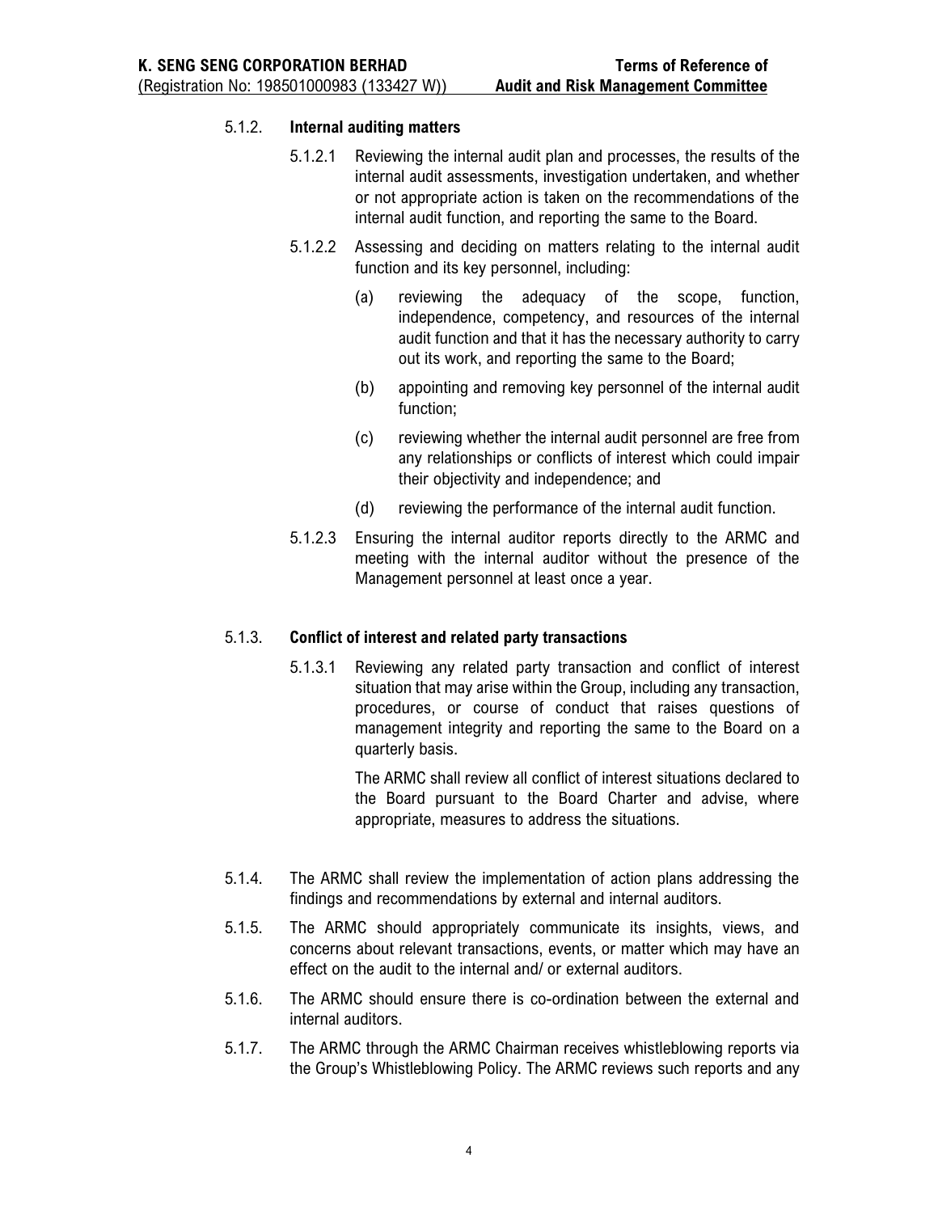#### 5.1.2. **Internal auditing matters**

5.1.2.1 Reviewing the internal audit plan and processes, the results of the internal audit assessments, investigation undertaken, and whether or not appropriate action is taken on the recommendations of the internal audit function, and reporting the same to the Board.

5.1.2.2 Assessing and deciding on matters relating to the internal audit function and its key personnel, including:

(a) reviewing the adequacy of the scope, function, independence, competency, and resources of the internal audit function and that it has the necessary authority to carry out its work, and reporting the same to the Board;

(b) appointing and removing key personnel of the internal audit function;

(c) reviewing whether the internal audit personnel are free from any relationships or conflicts of interest which could impair their objectivity and independence; and

(d) reviewing the performance of the internal audit function.

5.1.2.3 Ensuring the internal auditor reports directly to the ARMC and meeting with the internal auditor without the presence of the Management personnel at least once a year.

#### 5.1.3. **Conflict of interest and related party transactions**

5.1.3.1 Reviewing any related party transaction and conflict of interest situation that may arise within the Group, including any transaction, procedures, or course of conduct that raises questions of management integrity and reporting the same to the Board on a quarterly basis.

The ARMC shall review all conflict of interest situations declared to the Board pursuant to the Board Charter and advise, where appropriate, measures to address the situations.

5.1.4. The ARMC shall review the implementation of action plans addressing the findings and recommendations by external and internal auditors.

5.1.5. The ARMC should appropriately communicate its insights, views, and concerns about relevant transactions, events, or matter which may have an effect on the audit to the internal and/ or external auditors.

5.1.6. The ARMC should ensure there is co-ordination between the external and internal auditors.

5.1.7. The ARMC through the ARMC Chairman receives whistleblowing reports via the Group's Whistleblowing Policy. The ARMC reviews such reports and any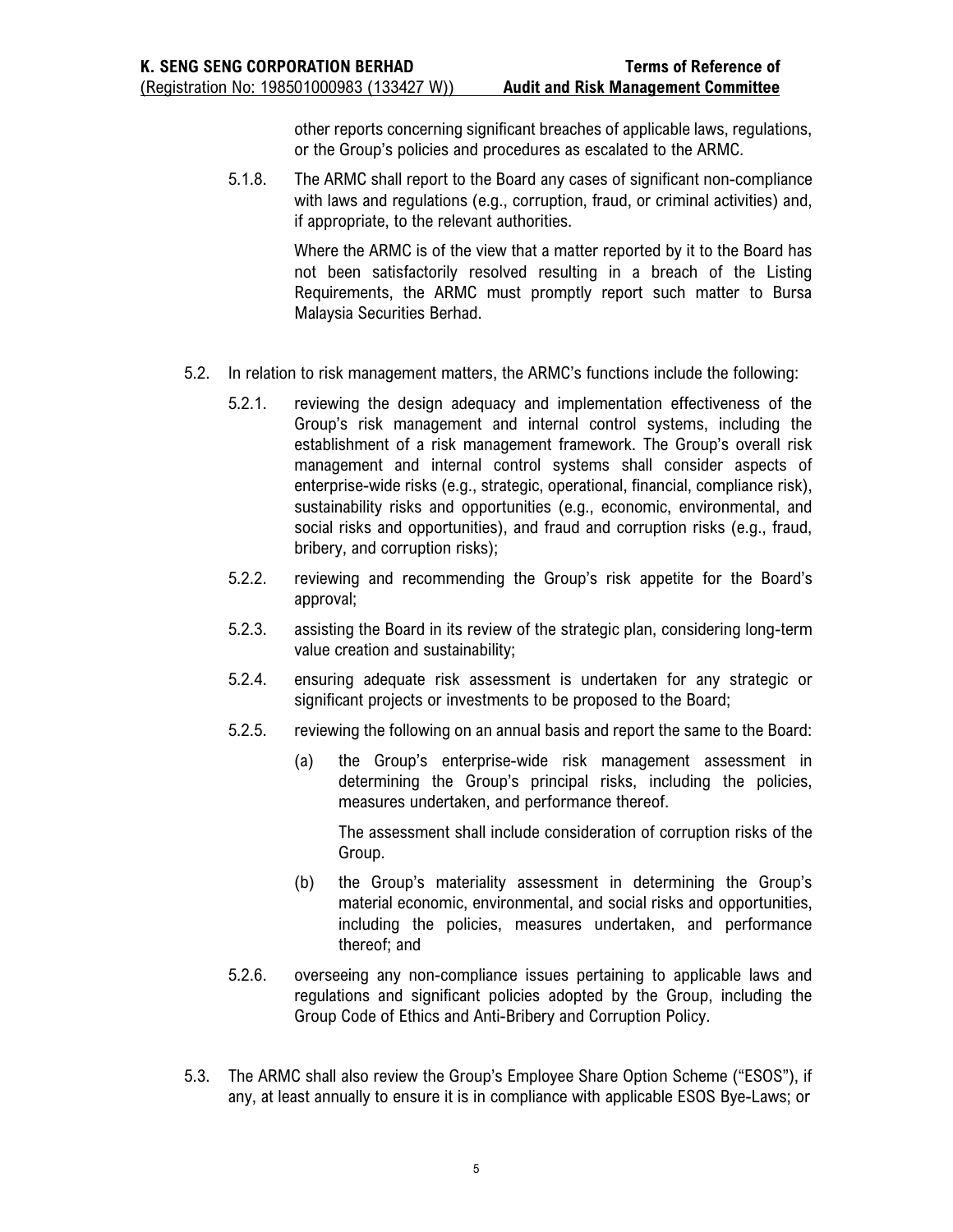other reports concerning significant breaches of applicable laws, regulations, or the Group's policies and procedures as escalated to the ARMC.

5.1.8. The ARMC shall report to the Board any cases of significant non-compliance with laws and regulations (e.g., corruption, fraud, or criminal activities) and, if appropriate, to the relevant authorities.

Where the ARMC is of the view that a matter reported by it to the Board has not been satisfactorily resolved resulting in a breach of the Listing Requirements, the ARMC must promptly report such matter to Bursa Malaysia Securities Berhad.

5.2. In relation to risk management matters, the ARMC's functions include the following:

5.2.1. reviewing the design adequacy and implementation effectiveness of the Group's risk management and internal control systems, including the establishment of a risk management framework. The Group's overall risk management and internal control systems shall consider aspects of enterprise-wide risks (e.g., strategic, operational, financial, compliance risk), sustainability risks and opportunities (e.g., economic, environmental, and social risks and opportunities), and fraud and corruption risks (e.g., fraud, bribery, and corruption risks);

5.2.2. reviewing and recommending the Group's risk appetite for the Board's approval;

5.2.3. assisting the Board in its review of the strategic plan, considering long-term value creation and sustainability;

5.2.4. ensuring adequate risk assessment is undertaken for any strategic or significant projects or investments to be proposed to the Board;

5.2.5. reviewing the following on an annual basis and report the same to the Board:

(a) the Group's enterprise-wide risk management assessment in determining the Group's principal risks, including the policies, measures undertaken, and performance thereof.

The assessment shall include consideration of corruption risks of the Group.

(b) the Group's materiality assessment in determining the Group's material economic, environmental, and social risks and opportunities, including the policies, measures undertaken, and performance thereof; and

5.2.6. overseeing any non-compliance issues pertaining to applicable laws and regulations and significant policies adopted by the Group, including the Group Code of Ethics and Anti-Bribery and Corruption Policy.

5.3. The ARMC shall also review the Group's Employee Share Option Scheme ("ESOS"), if any, at least annually to ensure it is in compliance with applicable ESOS Bye-Laws; or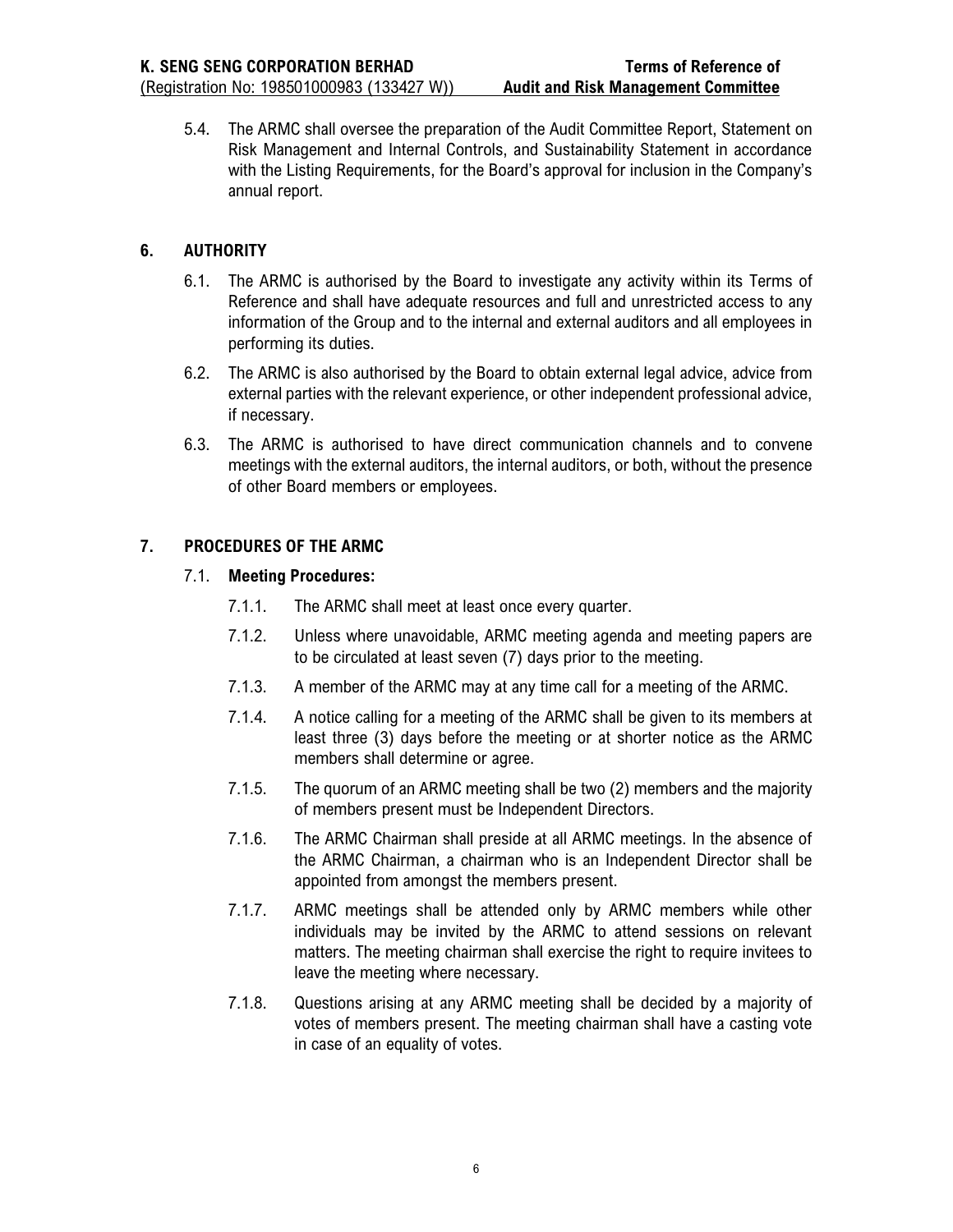5.4. The ARMC shall oversee the preparation of the Audit Committee Report, Statement on Risk Management and Internal Controls, and Sustainability Statement in accordance with the Listing Requirements, for the Board's approval for inclusion in the Company's annual report.

## 6. AUTHORITY

6.1. The ARMC is authorised by the Board to investigate any activity within its Terms of Reference and shall have adequate resources and full and unrestricted access to any information of the Group and to the internal and external auditors and all employees in performing its duties.

6.2. The ARMC is also authorised by the Board to obtain external legal advice, advice from external parties with the relevant experience, or other independent professional advice, if necessary.

6.3. The ARMC is authorised to have direct communication channels and to convene meetings with the external auditors, the internal auditors, or both, without the presence of other Board members or employees.

## 7. PROCEDURES OF THE ARMC

### 7.1. Meeting Procedures:

7.1.1. The ARMC shall meet at least once every quarter.

7.1.2. Unless where unavoidable, ARMC meeting agenda and meeting papers are to be circulated at least seven (7) days prior to the meeting.

7.1.3. A member of the ARMC may at any time call for a meeting of the ARMC.

7.1.4. A notice calling for a meeting of the ARMC shall be given to its members at least three (3) days before the meeting or at shorter notice as the ARMC members shall determine or agree.

7.1.5. The quorum of an ARMC meeting shall be two (2) members and the majority of members present must be Independent Directors.

7.1.6. The ARMC Chairman shall preside at all ARMC meetings. In the absence of the ARMC Chairman, a chairman who is an Independent Director shall be appointed from amongst the members present.

7.1.7. ARMC meetings shall be attended only by ARMC members while other individuals may be invited by the ARMC to attend sessions on relevant matters. The meeting chairman shall exercise the right to require invitees to leave the meeting where necessary.

7.1.8. Questions arising at any ARMC meeting shall be decided by a majority of votes of members present. The meeting chairman shall have a casting vote in case of an equality of votes.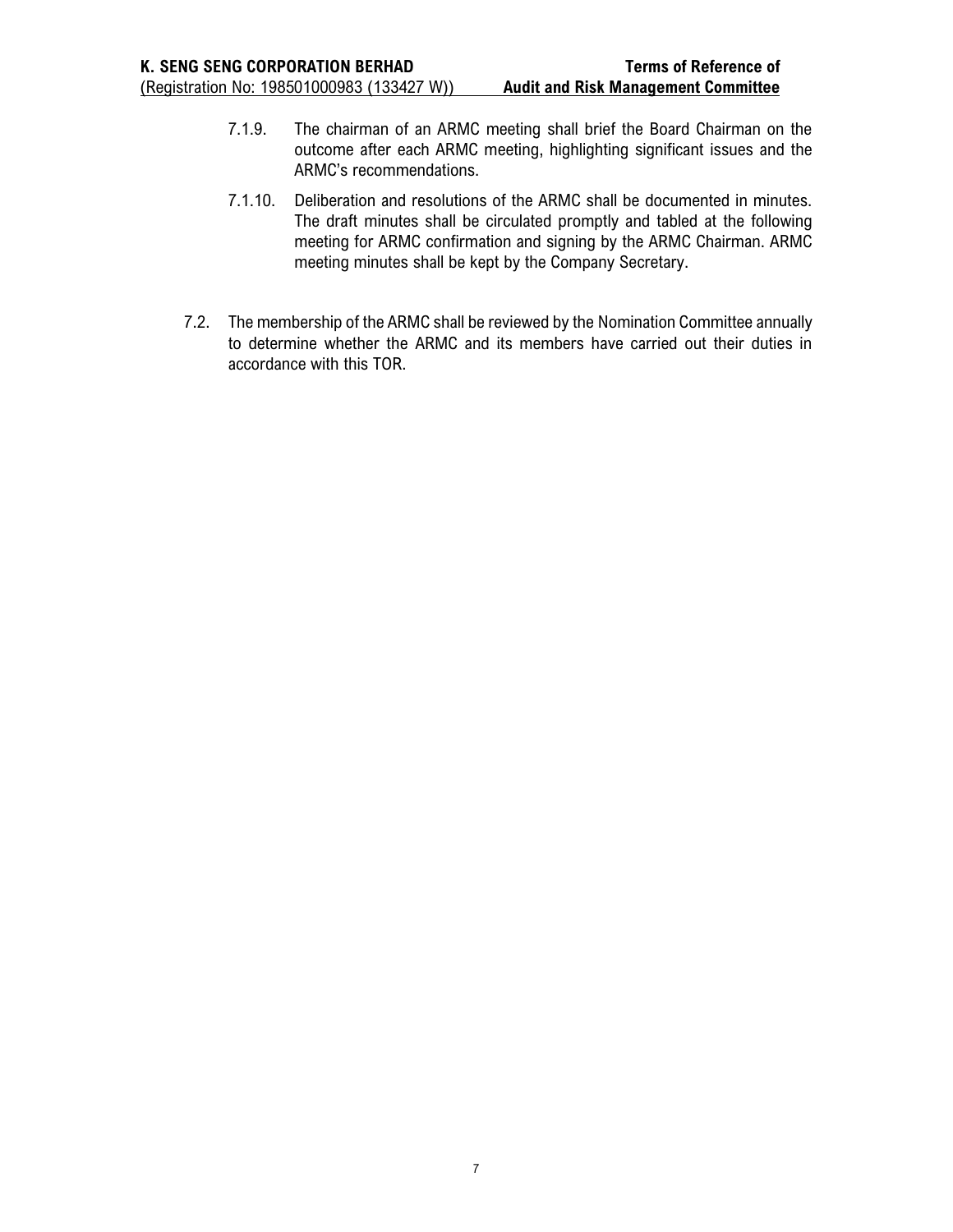7.1.9. The chairman of an ARMC meeting shall brief the Board Chairman on the outcome after each ARMC meeting, highlighting significant issues and the ARMC's recommendations.

7.1.10. Deliberation and resolutions of the ARMC shall be documented in minutes. The draft minutes shall be circulated promptly and tabled at the following meeting for ARMC confirmation and signing by the ARMC Chairman. ARMC meeting minutes shall be kept by the Company Secretary.

7.2. The membership of the ARMC shall be reviewed by the Nomination Committee annually to determine whether the ARMC and its members have carried out their duties in accordance with this TOR.